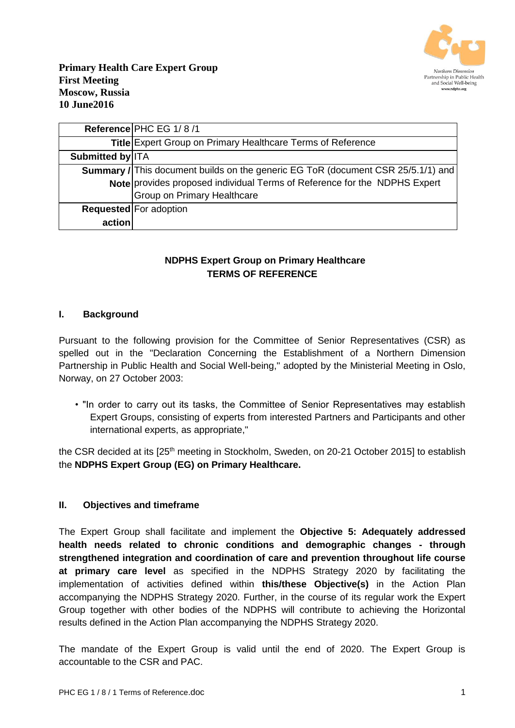**Primary Health Care Expert Group**
**First Meeting**
**Moscow, Russia**
**10 June2016**

| | |
|---|---|
| **Reference** | PHC EG 1/ 8 /1 |
| **Title** | Expert Group on Primary Healthcare Terms of Reference |
| **Submitted by** | ITA |
| **Summary / Note** | This document builds on the generic EG ToR (document CSR 25/5.1/1) and provides proposed individual Terms of Reference for the NDPHS Expert Group on Primary Healthcare |
| **Requested action** | For adoption |

**NDPHS Expert Group on Primary Healthcare**
**TERMS OF REFERENCE**

## I. Background

Pursuant to the following provision for the Committee of Senior Representatives (CSR) as spelled out in the "Declaration Concerning the Establishment of a Northern Dimension Partnership in Public Health and Social Well-being," adopted by the Ministerial Meeting in Oslo, Norway, on 27 October 2003:

- "In order to carry out its tasks, the Committee of Senior Representatives may establish Expert Groups, consisting of experts from interested Partners and Participants and other international experts, as appropriate,"

the CSR decided at its [25th meeting in Stockholm, Sweden, on 20-21 October 2015] to establish the **NDPHS Expert Group (EG) on Primary Healthcare.**

## II. Objectives and timeframe

The Expert Group shall facilitate and implement the **Objective 5: Adequately addressed health needs related to chronic conditions and demographic changes - through strengthened integration and coordination of care and prevention throughout life course at primary care level** as specified in the NDPHS Strategy 2020 by facilitating the implementation of activities defined within **this/these Objective(s)** in the Action Plan accompanying the NDPHS Strategy 2020. Further, in the course of its regular work the Expert Group together with other bodies of the NDPHS will contribute to achieving the Horizontal results defined in the Action Plan accompanying the NDPHS Strategy 2020.

The mandate of the Expert Group is valid until the end of 2020. The Expert Group is accountable to the CSR and PAC.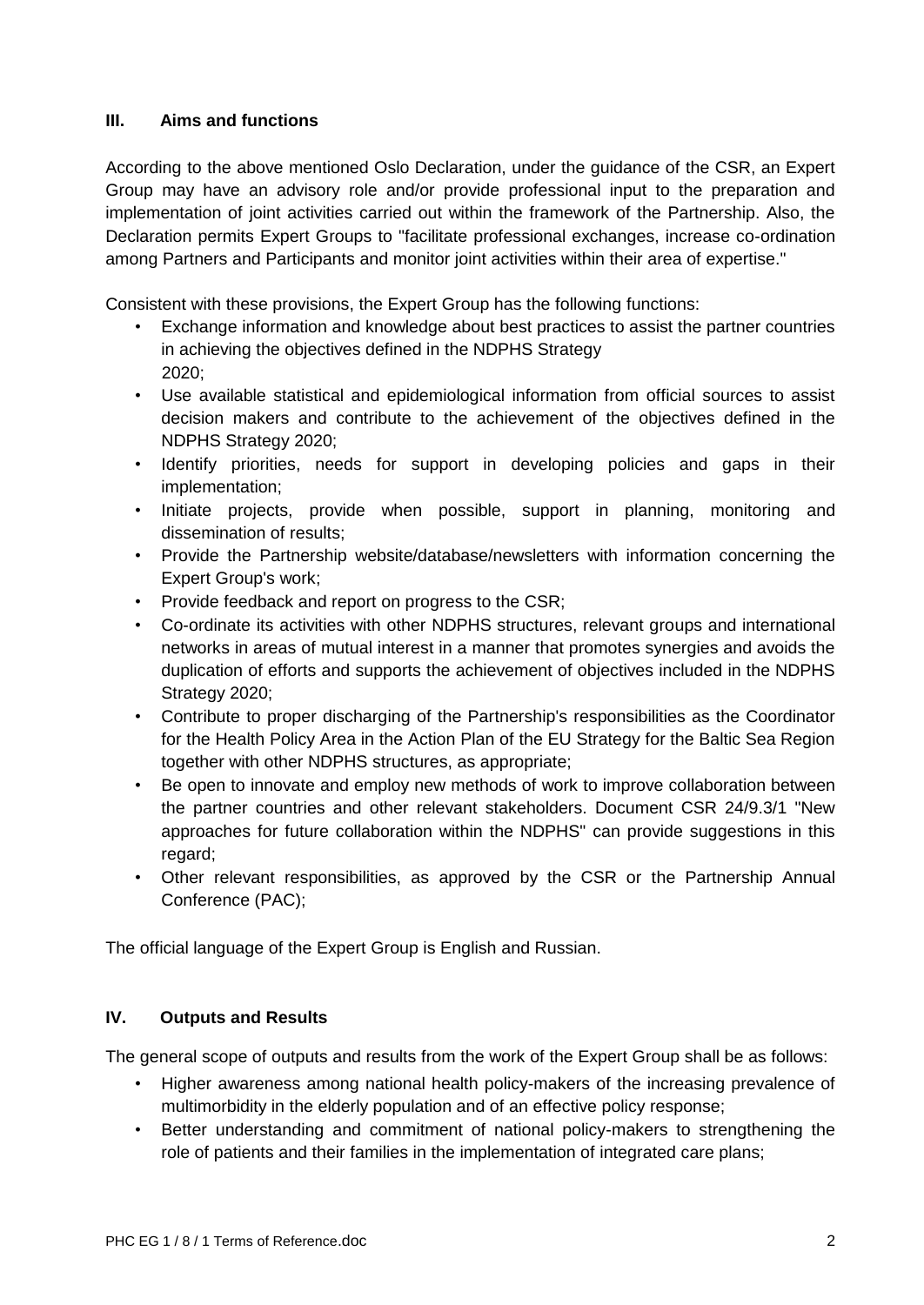## III. Aims and functions

According to the above mentioned Oslo Declaration, under the guidance of the CSR, an Expert Group may have an advisory role and/or provide professional input to the preparation and implementation of joint activities carried out within the framework of the Partnership. Also, the Declaration permits Expert Groups to "facilitate professional exchanges, increase co-ordination among Partners and Participants and monitor joint activities within their area of expertise."

Consistent with these provisions, the Expert Group has the following functions:

- Exchange information and knowledge about best practices to assist the partner countries in achieving the objectives defined in the NDPHS Strategy 2020;
- Use available statistical and epidemiological information from official sources to assist decision makers and contribute to the achievement of the objectives defined in the NDPHS Strategy 2020;
- Identify priorities, needs for support in developing policies and gaps in their implementation;
- Initiate projects, provide when possible, support in planning, monitoring and dissemination of results;
- Provide the Partnership website/database/newsletters with information concerning the Expert Group's work;
- Provide feedback and report on progress to the CSR;
- Co-ordinate its activities with other NDPHS structures, relevant groups and international networks in areas of mutual interest in a manner that promotes synergies and avoids the duplication of efforts and supports the achievement of objectives included in the NDPHS Strategy 2020;
- Contribute to proper discharging of the Partnership's responsibilities as the Coordinator for the Health Policy Area in the Action Plan of the EU Strategy for the Baltic Sea Region together with other NDPHS structures, as appropriate;
- Be open to innovate and employ new methods of work to improve collaboration between the partner countries and other relevant stakeholders. Document CSR 24/9.3/1 "New approaches for future collaboration within the NDPHS" can provide suggestions in this regard;
- Other relevant responsibilities, as approved by the CSR or the Partnership Annual Conference (PAC);

The official language of the Expert Group is English and Russian.

## IV. Outputs and Results

The general scope of outputs and results from the work of the Expert Group shall be as follows:

- Higher awareness among national health policy-makers of the increasing prevalence of multimorbidity in the elderly population and of an effective policy response;
- Better understanding and commitment of national policy-makers to strengthening the role of patients and their families in the implementation of integrated care plans;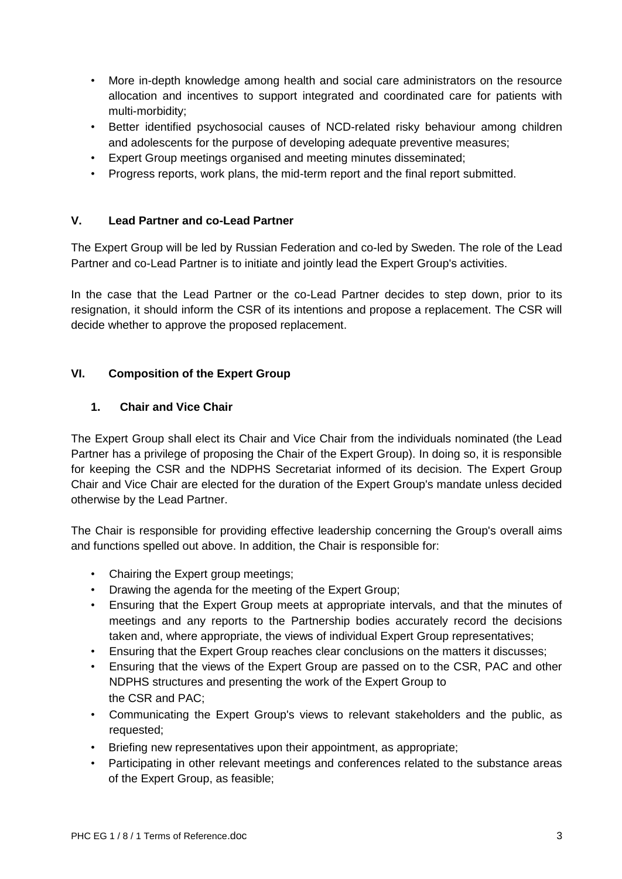- More in-depth knowledge among health and social care administrators on the resource allocation and incentives to support integrated and coordinated care for patients with multi-morbidity;
- Better identified psychosocial causes of NCD-related risky behaviour among children and adolescents for the purpose of developing adequate preventive measures;
- Expert Group meetings organised and meeting minutes disseminated;
- Progress reports, work plans, the mid-term report and the final report submitted.

## V. Lead Partner and co-Lead Partner

The Expert Group will be led by Russian Federation and co-led by Sweden. The role of the Lead Partner and co-Lead Partner is to initiate and jointly lead the Expert Group's activities.

In the case that the Lead Partner or the co-Lead Partner decides to step down, prior to its resignation, it should inform the CSR of its intentions and propose a replacement. The CSR will decide whether to approve the proposed replacement.

## VI. Composition of the Expert Group

### 1. Chair and Vice Chair

The Expert Group shall elect its Chair and Vice Chair from the individuals nominated (the Lead Partner has a privilege of proposing the Chair of the Expert Group). In doing so, it is responsible for keeping the CSR and the NDPHS Secretariat informed of its decision. The Expert Group Chair and Vice Chair are elected for the duration of the Expert Group's mandate unless decided otherwise by the Lead Partner.

The Chair is responsible for providing effective leadership concerning the Group's overall aims and functions spelled out above. In addition, the Chair is responsible for:

- Chairing the Expert group meetings;
- Drawing the agenda for the meeting of the Expert Group;
- Ensuring that the Expert Group meets at appropriate intervals, and that the minutes of meetings and any reports to the Partnership bodies accurately record the decisions taken and, where appropriate, the views of individual Expert Group representatives;
- Ensuring that the Expert Group reaches clear conclusions on the matters it discusses;
- Ensuring that the views of the Expert Group are passed on to the CSR, PAC and other NDPHS structures and presenting the work of the Expert Group to the CSR and PAC;
- Communicating the Expert Group's views to relevant stakeholders and the public, as requested;
- Briefing new representatives upon their appointment, as appropriate;
- Participating in other relevant meetings and conferences related to the substance areas of the Expert Group, as feasible;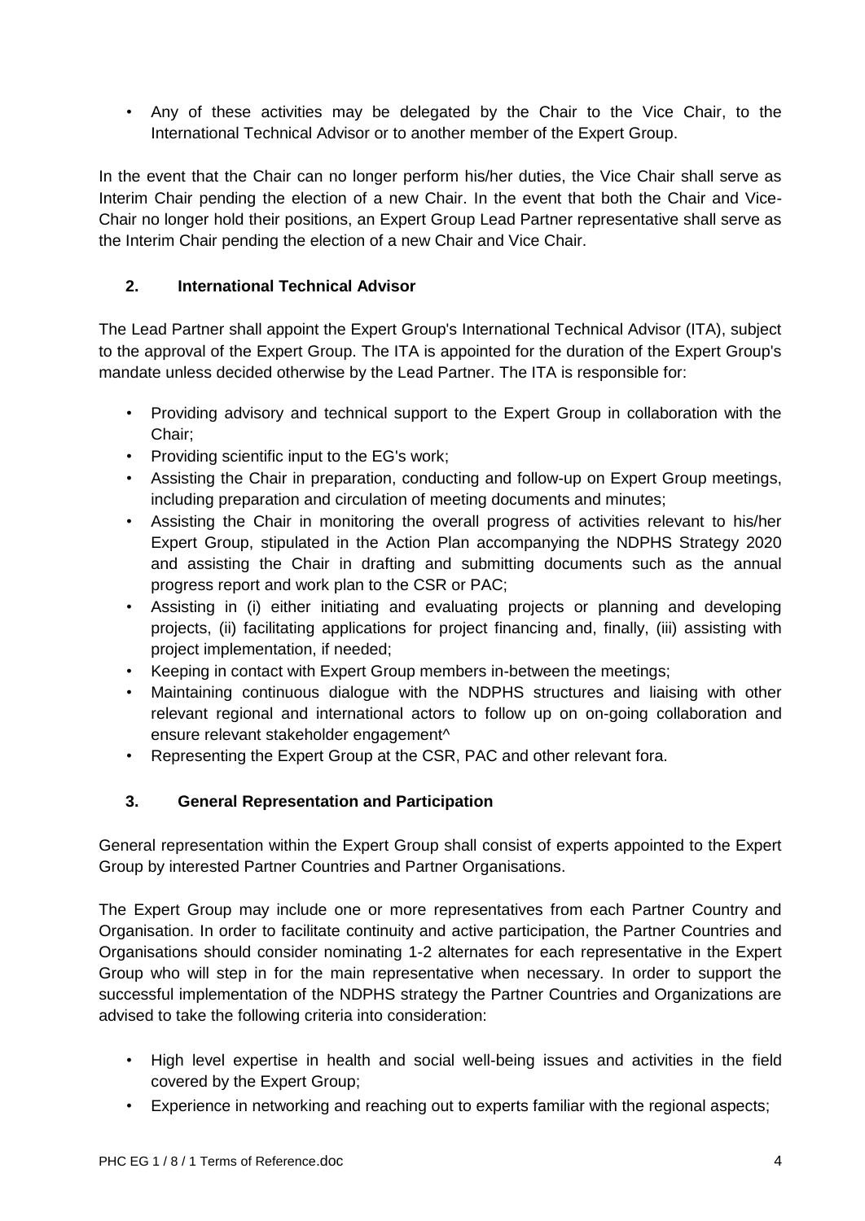- Any of these activities may be delegated by the Chair to the Vice Chair, to the International Technical Advisor or to another member of the Expert Group.

In the event that the Chair can no longer perform his/her duties, the Vice Chair shall serve as Interim Chair pending the election of a new Chair. In the event that both the Chair and Vice-Chair no longer hold their positions, an Expert Group Lead Partner representative shall serve as the Interim Chair pending the election of a new Chair and Vice Chair.

### 2. International Technical Advisor

The Lead Partner shall appoint the Expert Group's International Technical Advisor (ITA), subject to the approval of the Expert Group. The ITA is appointed for the duration of the Expert Group's mandate unless decided otherwise by the Lead Partner. The ITA is responsible for:

- Providing advisory and technical support to the Expert Group in collaboration with the Chair;
- Providing scientific input to the EG's work;
- Assisting the Chair in preparation, conducting and follow-up on Expert Group meetings, including preparation and circulation of meeting documents and minutes;
- Assisting the Chair in monitoring the overall progress of activities relevant to his/her Expert Group, stipulated in the Action Plan accompanying the NDPHS Strategy 2020 and assisting the Chair in drafting and submitting documents such as the annual progress report and work plan to the CSR or PAC;
- Assisting in (i) either initiating and evaluating projects or planning and developing projects, (ii) facilitating applications for project financing and, finally, (iii) assisting with project implementation, if needed;
- Keeping in contact with Expert Group members in-between the meetings;
- Maintaining continuous dialogue with the NDPHS structures and liaising with other relevant regional and international actors to follow up on on-going collaboration and ensure relevant stakeholder engagement^
- Representing the Expert Group at the CSR, PAC and other relevant fora.

### 3. General Representation and Participation

General representation within the Expert Group shall consist of experts appointed to the Expert Group by interested Partner Countries and Partner Organisations.

The Expert Group may include one or more representatives from each Partner Country and Organisation. In order to facilitate continuity and active participation, the Partner Countries and Organisations should consider nominating 1-2 alternates for each representative in the Expert Group who will step in for the main representative when necessary. In order to support the successful implementation of the NDPHS strategy the Partner Countries and Organizations are advised to take the following criteria into consideration:

- High level expertise in health and social well-being issues and activities in the field covered by the Expert Group;
- Experience in networking and reaching out to experts familiar with the regional aspects;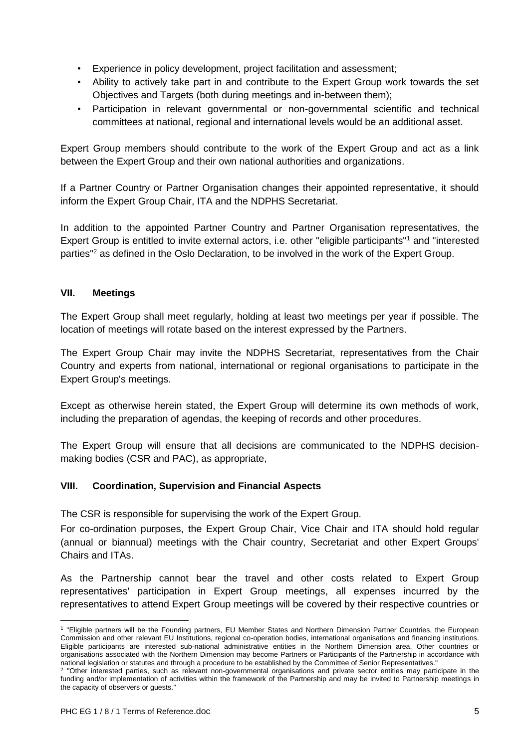- Experience in policy development, project facilitation and assessment;
- Ability to actively take part in and contribute to the Expert Group work towards the set Objectives and Targets (both during meetings and in-between them);
- Participation in relevant governmental or non-governmental scientific and technical committees at national, regional and international levels would be an additional asset.

Expert Group members should contribute to the work of the Expert Group and act as a link between the Expert Group and their own national authorities and organizations.

If a Partner Country or Partner Organisation changes their appointed representative, it should inform the Expert Group Chair, ITA and the NDPHS Secretariat.

In addition to the appointed Partner Country and Partner Organisation representatives, the Expert Group is entitled to invite external actors, i.e. other "eligible participants"[1] and "interested parties"[2] as defined in the Oslo Declaration, to be involved in the work of the Expert Group.

## VII. Meetings

The Expert Group shall meet regularly, holding at least two meetings per year if possible. The location of meetings will rotate based on the interest expressed by the Partners.

The Expert Group Chair may invite the NDPHS Secretariat, representatives from the Chair Country and experts from national, international or regional organisations to participate in the Expert Group's meetings.

Except as otherwise herein stated, the Expert Group will determine its own methods of work, including the preparation of agendas, the keeping of records and other procedures.

The Expert Group will ensure that all decisions are communicated to the NDPHS decision-making bodies (CSR and PAC), as appropriate,

## VIII. Coordination, Supervision and Financial Aspects

The CSR is responsible for supervising the work of the Expert Group.

For co-ordination purposes, the Expert Group Chair, Vice Chair and ITA should hold regular (annual or biannual) meetings with the Chair country, Secretariat and other Expert Groups' Chairs and ITAs.

As the Partnership cannot bear the travel and other costs related to Expert Group representatives' participation in Expert Group meetings, all expenses incurred by the representatives to attend Expert Group meetings will be covered by their respective countries or

---

[1] "Eligible partners will be the Founding partners, EU Member States and Northern Dimension Partner Countries, the European Commission and other relevant EU Institutions, regional co-operation bodies, international organisations and financing institutions. Eligible participants are interested sub-national administrative entities in the Northern Dimension area. Other countries or organisations associated with the Northern Dimension may become Partners or Participants of the Partnership in accordance with national legislation or statutes and through a procedure to be established by the Committee of Senior Representatives."

[2] "Other interested parties, such as relevant non-governmental organisations and private sector entities may participate in the funding and/or implementation of activities within the framework of the Partnership and may be invited to Partnership meetings in the capacity of observers or guests."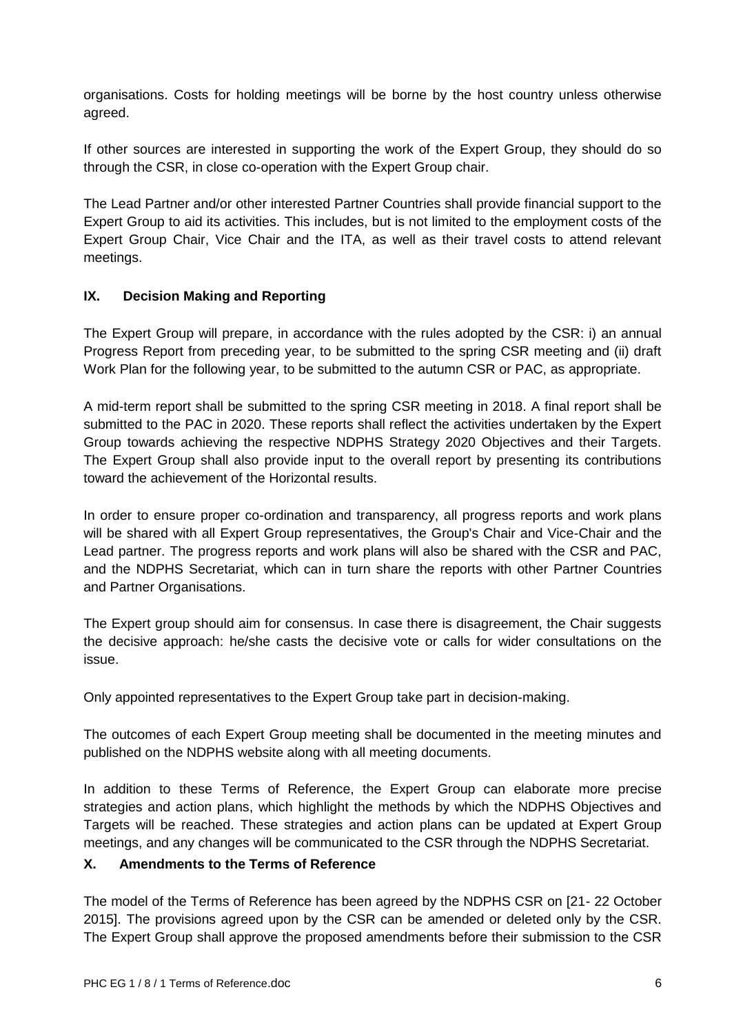organisations. Costs for holding meetings will be borne by the host country unless otherwise agreed.

If other sources are interested in supporting the work of the Expert Group, they should do so through the CSR, in close co-operation with the Expert Group chair.

The Lead Partner and/or other interested Partner Countries shall provide financial support to the Expert Group to aid its activities. This includes, but is not limited to the employment costs of the Expert Group Chair, Vice Chair and the ITA, as well as their travel costs to attend relevant meetings.

## IX. Decision Making and Reporting

The Expert Group will prepare, in accordance with the rules adopted by the CSR: i) an annual Progress Report from preceding year, to be submitted to the spring CSR meeting and (ii) draft Work Plan for the following year, to be submitted to the autumn CSR or PAC, as appropriate.

A mid-term report shall be submitted to the spring CSR meeting in 2018. A final report shall be submitted to the PAC in 2020. These reports shall reflect the activities undertaken by the Expert Group towards achieving the respective NDPHS Strategy 2020 Objectives and their Targets. The Expert Group shall also provide input to the overall report by presenting its contributions toward the achievement of the Horizontal results.

In order to ensure proper co-ordination and transparency, all progress reports and work plans will be shared with all Expert Group representatives, the Group's Chair and Vice-Chair and the Lead partner. The progress reports and work plans will also be shared with the CSR and PAC, and the NDPHS Secretariat, which can in turn share the reports with other Partner Countries and Partner Organisations.

The Expert group should aim for consensus. In case there is disagreement, the Chair suggests the decisive approach: he/she casts the decisive vote or calls for wider consultations on the issue.

Only appointed representatives to the Expert Group take part in decision-making.

The outcomes of each Expert Group meeting shall be documented in the meeting minutes and published on the NDPHS website along with all meeting documents.

In addition to these Terms of Reference, the Expert Group can elaborate more precise strategies and action plans, which highlight the methods by which the NDPHS Objectives and Targets will be reached. These strategies and action plans can be updated at Expert Group meetings, and any changes will be communicated to the CSR through the NDPHS Secretariat.

## X. Amendments to the Terms of Reference

The model of the Terms of Reference has been agreed by the NDPHS CSR on [21- 22 October 2015]. The provisions agreed upon by the CSR can be amended or deleted only by the CSR. The Expert Group shall approve the proposed amendments before their submission to the CSR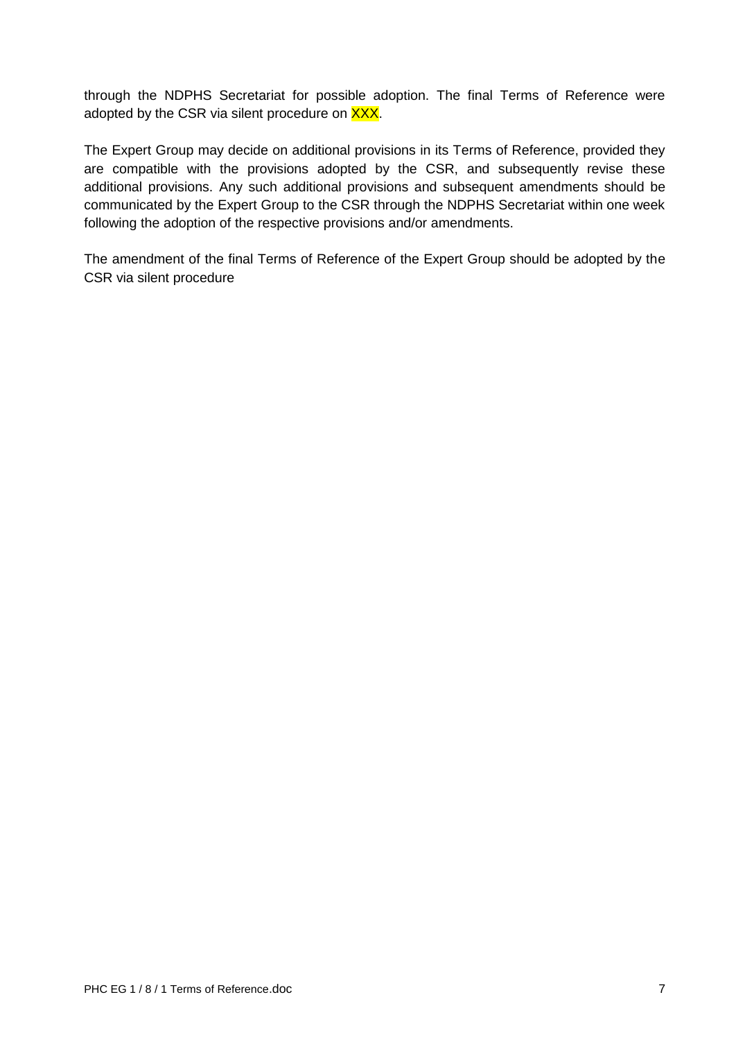through the NDPHS Secretariat for possible adoption. The final Terms of Reference were adopted by the CSR via silent procedure on XXX.

The Expert Group may decide on additional provisions in its Terms of Reference, provided they are compatible with the provisions adopted by the CSR, and subsequently revise these additional provisions. Any such additional provisions and subsequent amendments should be communicated by the Expert Group to the CSR through the NDPHS Secretariat within one week following the adoption of the respective provisions and/or amendments.

The amendment of the final Terms of Reference of the Expert Group should be adopted by the CSR via silent procedure